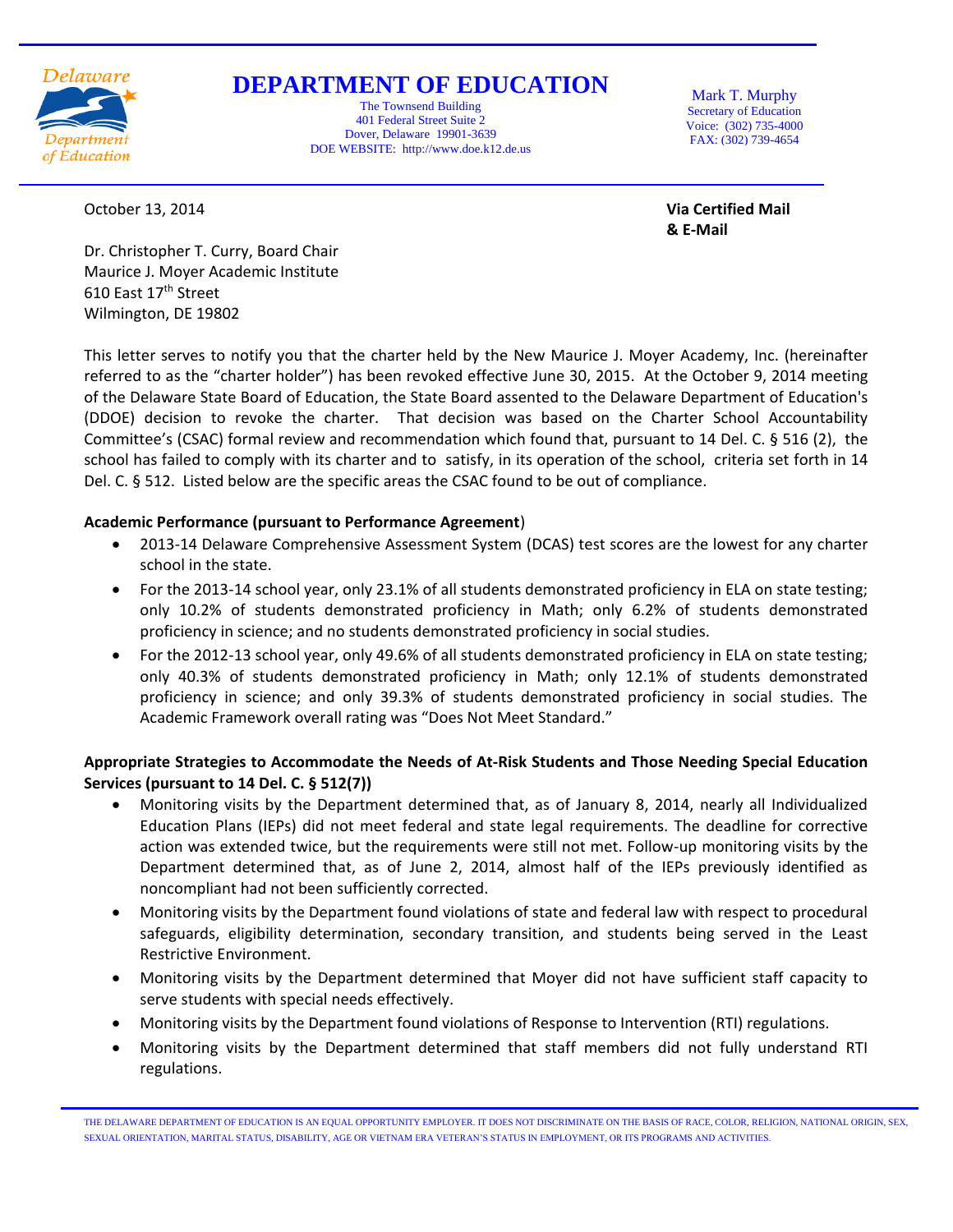# DEPARTMENT OF EDUCATION

The Townsend Building
401 Federal Street Suite 2
Dover, Delaware 19901-3639
DOE WEBSITE: http://www.doe.k12.de.us

Mark T. Murphy
Secretary of Education
Voice: (302) 735-4000
FAX: (302) 739-4654

October 13, 2014

**Via Certified Mail & E-Mail**

Dr. Christopher T. Curry, Board Chair
Maurice J. Moyer Academic Institute
610 East 17th Street
Wilmington, DE 19802

This letter serves to notify you that the charter held by the New Maurice J. Moyer Academy, Inc. (hereinafter referred to as the "charter holder") has been revoked effective June 30, 2015. At the October 9, 2014 meeting of the Delaware State Board of Education, the State Board assented to the Delaware Department of Education's (DDOE) decision to revoke the charter. That decision was based on the Charter School Accountability Committee's (CSAC) formal review and recommendation which found that, pursuant to 14 Del. C. § 516 (2), the school has failed to comply with its charter and to satisfy, in its operation of the school, criteria set forth in 14 Del. C. § 512. Listed below are the specific areas the CSAC found to be out of compliance.

**Academic Performance (pursuant to Performance Agreement**)

- 2013-14 Delaware Comprehensive Assessment System (DCAS) test scores are the lowest for any charter school in the state.
- For the 2013-14 school year, only 23.1% of all students demonstrated proficiency in ELA on state testing; only 10.2% of students demonstrated proficiency in Math; only 6.2% of students demonstrated proficiency in science; and no students demonstrated proficiency in social studies.
- For the 2012-13 school year, only 49.6% of all students demonstrated proficiency in ELA on state testing; only 40.3% of students demonstrated proficiency in Math; only 12.1% of students demonstrated proficiency in science; and only 39.3% of students demonstrated proficiency in social studies. The Academic Framework overall rating was "Does Not Meet Standard."

**Appropriate Strategies to Accommodate the Needs of At-Risk Students and Those Needing Special Education Services (pursuant to 14 Del. C. § 512(7))**

- Monitoring visits by the Department determined that, as of January 8, 2014, nearly all Individualized Education Plans (IEPs) did not meet federal and state legal requirements. The deadline for corrective action was extended twice, but the requirements were still not met. Follow-up monitoring visits by the Department determined that, as of June 2, 2014, almost half of the IEPs previously identified as noncompliant had not been sufficiently corrected.
- Monitoring visits by the Department found violations of state and federal law with respect to procedural safeguards, eligibility determination, secondary transition, and students being served in the Least Restrictive Environment.
- Monitoring visits by the Department determined that Moyer did not have sufficient staff capacity to serve students with special needs effectively.
- Monitoring visits by the Department found violations of Response to Intervention (RTI) regulations.
- Monitoring visits by the Department determined that staff members did not fully understand RTI regulations.

THE DELAWARE DEPARTMENT OF EDUCATION IS AN EQUAL OPPORTUNITY EMPLOYER. IT DOES NOT DISCRIMINATE ON THE BASIS OF RACE, COLOR, RELIGION, NATIONAL ORIGIN, SEX, SEXUAL ORIENTATION, MARITAL STATUS, DISABILITY, AGE OR VIETNAM ERA VETERAN'S STATUS IN EMPLOYMENT, OR ITS PROGRAMS AND ACTIVITIES.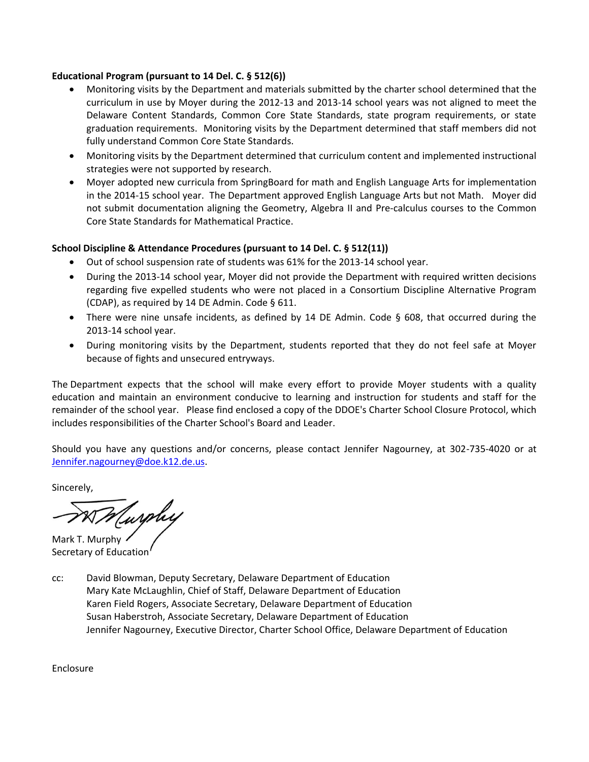**Educational Program (pursuant to 14 Del. C. § 512(6))**

- Monitoring visits by the Department and materials submitted by the charter school determined that the curriculum in use by Moyer during the 2012-13 and 2013-14 school years was not aligned to meet the Delaware Content Standards, Common Core State Standards, state program requirements, or state graduation requirements. Monitoring visits by the Department determined that staff members did not fully understand Common Core State Standards.
- Monitoring visits by the Department determined that curriculum content and implemented instructional strategies were not supported by research.
- Moyer adopted new curricula from SpringBoard for math and English Language Arts for implementation in the 2014-15 school year. The Department approved English Language Arts but not Math. Moyer did not submit documentation aligning the Geometry, Algebra II and Pre-calculus courses to the Common Core State Standards for Mathematical Practice.

**School Discipline & Attendance Procedures (pursuant to 14 Del. C. § 512(11))**

- Out of school suspension rate of students was 61% for the 2013-14 school year.
- During the 2013-14 school year, Moyer did not provide the Department with required written decisions regarding five expelled students who were not placed in a Consortium Discipline Alternative Program (CDAP), as required by 14 DE Admin. Code § 611.
- There were nine unsafe incidents, as defined by 14 DE Admin. Code § 608, that occurred during the 2013-14 school year.
- During monitoring visits by the Department, students reported that they do not feel safe at Moyer because of fights and unsecured entryways.

The Department expects that the school will make every effort to provide Moyer students with a quality education and maintain an environment conducive to learning and instruction for students and staff for the remainder of the school year. Please find enclosed a copy of the DDOE's Charter School Closure Protocol, which includes responsibilities of the Charter School's Board and Leader.

Should you have any questions and/or concerns, please contact Jennifer Nagourney, at 302-735-4020 or at Jennifer.nagourney@doe.k12.de.us.

Sincerely,

Mark T. Murphy
Secretary of Education

cc: David Blowman, Deputy Secretary, Delaware Department of Education
Mary Kate McLaughlin, Chief of Staff, Delaware Department of Education
Karen Field Rogers, Associate Secretary, Delaware Department of Education
Susan Haberstroh, Associate Secretary, Delaware Department of Education
Jennifer Nagourney, Executive Director, Charter School Office, Delaware Department of Education

Enclosure